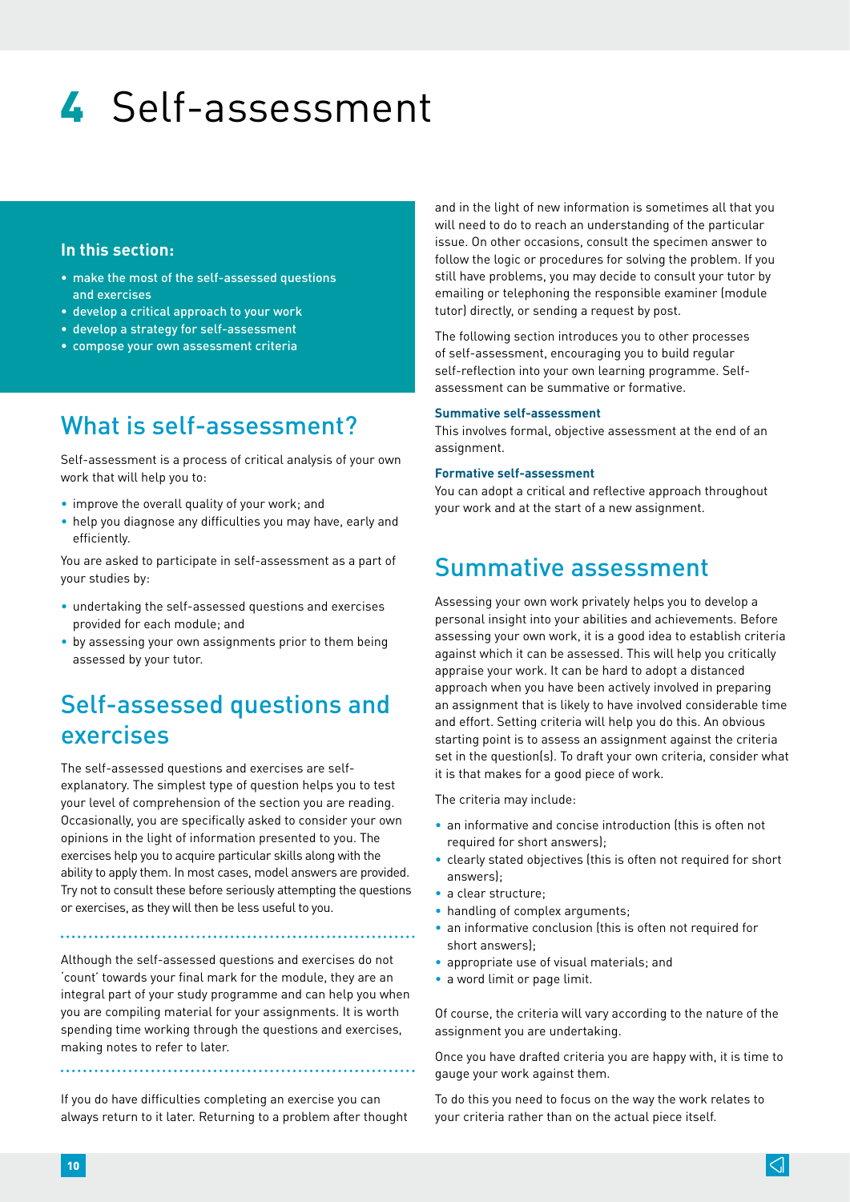# 4 Self-assessment

**In this section:**

- make the most of the self-assessed questions and exercises
- develop a critical approach to your work
- develop a strategy for self-assessment
- compose your own assessment criteria

## What is self-assessment?

Self-assessment is a process of critical analysis of your own work that will help you to:

- improve the overall quality of your work; and
- help you diagnose any difficulties you may have, early and efficiently.

You are asked to participate in self-assessment as a part of your studies by:

- undertaking the self-assessed questions and exercises provided for each module; and
- by assessing your own assignments prior to them being assessed by your tutor.

## Self-assessed questions and exercises

The self-assessed questions and exercises are self-explanatory. The simplest type of question helps you to test your level of comprehension of the section you are reading. Occasionally, you are specifically asked to consider your own opinions in the light of information presented to you. The exercises help you to acquire particular skills along with the ability to apply them. In most cases, model answers are provided. Try not to consult these before seriously attempting the questions or exercises, as they will then be less useful to you.

Although the self-assessed questions and exercises do not 'count' towards your final mark for the module, they are an integral part of your study programme and can help you when you are compiling material for your assignments. It is worth spending time working through the questions and exercises, making notes to refer to later.

If you do have difficulties completing an exercise you can always return to it later. Returning to a problem after thought and in the light of new information is sometimes all that you will need to do to reach an understanding of the particular issue. On other occasions, consult the specimen answer to follow the logic or procedures for solving the problem. If you still have problems, you may decide to consult your tutor by emailing or telephoning the responsible examiner (module tutor) directly, or sending a request by post.

The following section introduces you to other processes of self-assessment, encouraging you to build regular self-reflection into your own learning programme. Self-assessment can be summative or formative.

**Summative self-assessment**

This involves formal, objective assessment at the end of an assignment.

**Formative self-assessment**

You can adopt a critical and reflective approach throughout your work and at the start of a new assignment.

## Summative assessment

Assessing your own work privately helps you to develop a personal insight into your abilities and achievements. Before assessing your own work, it is a good idea to establish criteria against which it can be assessed. This will help you critically appraise your work. It can be hard to adopt a distanced approach when you have been actively involved in preparing an assignment that is likely to have involved considerable time and effort. Setting criteria will help you do this. An obvious starting point is to assess an assignment against the criteria set in the question(s). To draft your own criteria, consider what it is that makes for a good piece of work.

The criteria may include:

- an informative and concise introduction (this is often not required for short answers);
- clearly stated objectives (this is often not required for short answers);
- a clear structure;
- handling of complex arguments;
- an informative conclusion (this is often not required for short answers);
- appropriate use of visual materials; and
- a word limit or page limit.

Of course, the criteria will vary according to the nature of the assignment you are undertaking.

Once you have drafted criteria you are happy with, it is time to gauge your work against them.

To do this you need to focus on the way the work relates to your criteria rather than on the actual piece itself.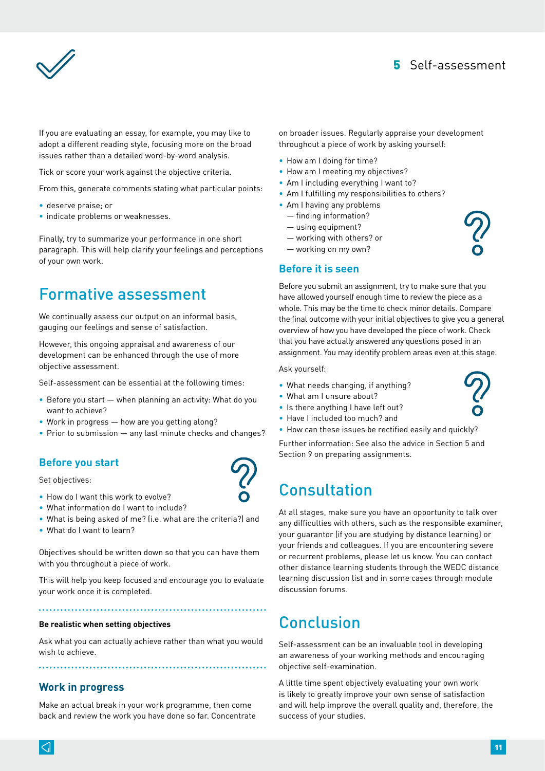If you are evaluating an essay, for example, you may like to adopt a different reading style, focusing more on the broad issues rather than a detailed word-by-word analysis.

Tick or score your work against the objective criteria.

From this, generate comments stating what particular points:

- deserve praise; or
- indicate problems or weaknesses.

Finally, try to summarize your performance in one short paragraph. This will help clarify your feelings and perceptions of your own work.

## Formative assessment

We continually assess our output on an informal basis, gauging our feelings and sense of satisfaction.

However, this ongoing appraisal and awareness of our development can be enhanced through the use of more objective assessment.

Self-assessment can be essential at the following times:

- Before you start — when planning an activity: What do you want to achieve?
- Work in progress — how are you getting along?
- Prior to submission — any last minute checks and changes?

### Before you start

Set objectives:

- How do I want this work to evolve?
- What information do I want to include?
- What is being asked of me? (i.e. what are the criteria?) and
- What do I want to learn?

Objectives should be written down so that you can have them with you throughout a piece of work.

This will help you keep focused and encourage you to evaluate your work once it is completed.

**Be realistic when setting objectives**

Ask what you can actually achieve rather than what you would wish to achieve.

### Work in progress

Make an actual break in your work programme, then come back and review the work you have done so far. Concentrate on broader issues. Regularly appraise your development throughout a piece of work by asking yourself:

- How am I doing for time?
- How am I meeting my objectives?
- Am I including everything I want to?
- Am I fulfilling my responsibilities to others?
- Am I having any problems
  - — finding information?
  - — using equipment?
  - — working with others? or
  - — working on my own?

### Before it is seen

Before you submit an assignment, try to make sure that you have allowed yourself enough time to review the piece as a whole. This may be the time to check minor details. Compare the final outcome with your initial objectives to give you a general overview of how you have developed the piece of work. Check that you have actually answered any questions posed in an assignment. You may identify problem areas even at this stage.

Ask yourself:

- What needs changing, if anything?
- What am I unsure about?
- Is there anything I have left out?
- Have I included too much? and
- How can these issues be rectified easily and quickly?

Further information: See also the advice in Section 5 and Section 9 on preparing assignments.

## Consultation

At all stages, make sure you have an opportunity to talk over any difficulties with others, such as the responsible examiner, your guarantor (if you are studying by distance learning) or your friends and colleagues. If you are encountering severe or recurrent problems, please let us know. You can contact other distance learning students through the WEDC distance learning discussion list and in some cases through module discussion forums.

## Conclusion

Self-assessment can be an invaluable tool in developing an awareness of your working methods and encouraging objective self-examination.

A little time spent objectively evaluating your own work is likely to greatly improve your own sense of satisfaction and will help improve the overall quality and, therefore, the success of your studies.